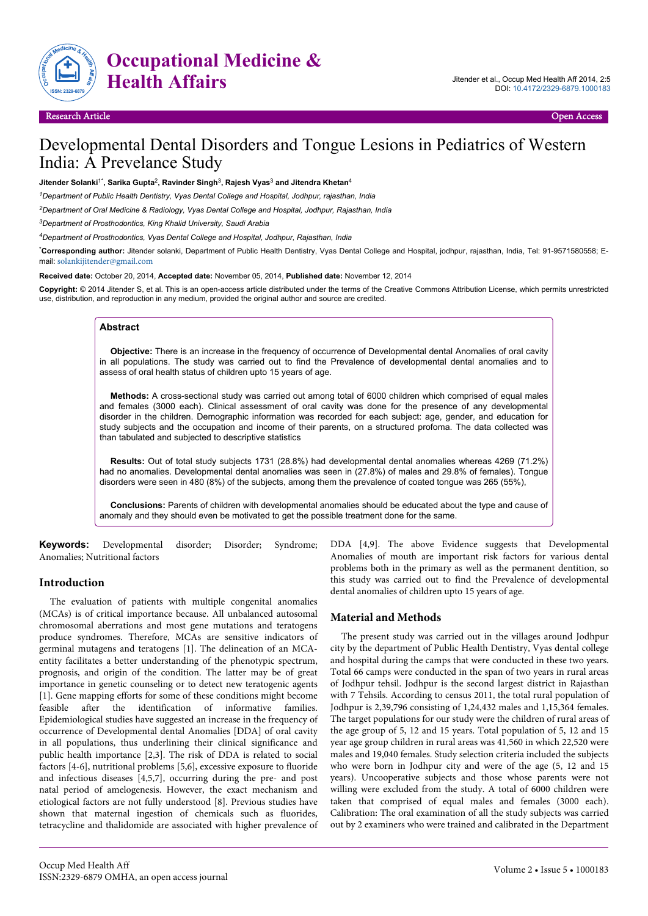Research Article | Open Access

# Developmental Dental Disorders and Tongue Lesions in Pediatrics of Western India: A Prevelance Study

**Jitender Solanki[1*], Sarika Gupta[2], Ravinder Singh[3], Rajesh Vyas[3] and Jitendra Khetan[4]**

*[1]Department of Public Health Dentistry, Vyas Dental College and Hospital, Jodhpur, rajasthan, India*

*[2]Department of Oral Medicine & Radiology, Vyas Dental College and Hospital, Jodhpur, Rajasthan, India*

*[3]Department of Prosthodontics, King Khalid University, Saudi Arabia*

*[4]Department of Prosthodontics, Vyas Dental College and Hospital, Jodhpur, Rajasthan, India*

[*]**Corresponding author:** Jitender solanki, Department of Public Health Dentistry, Vyas Dental College and Hospital, jodhpur, rajasthan, India, Tel: 91-9571580558; E-mail: solankijitender@gmail.com

**Received date:** October 20, 2014, **Accepted date:** November 05, 2014, **Published date:** November 12, 2014

**Copyright:** © 2014 Jitender S, et al. This is an open-access article distributed under the terms of the Creative Commons Attribution License, which permits unrestricted use, distribution, and reproduction in any medium, provided the original author and source are credited.

## Abstract

**Objective:** There is an increase in the frequency of occurrence of Developmental dental Anomalies of oral cavity in all populations. The study was carried out to find the Prevalence of developmental dental anomalies and to assess of oral health status of children upto 15 years of age.

**Methods:** A cross-sectional study was carried out among total of 6000 children which comprised of equal males and females (3000 each). Clinical assessment of oral cavity was done for the presence of any developmental disorder in the children. Demographic information was recorded for each subject: age, gender, and education for study subjects and the occupation and income of their parents, on a structured profoma. The data collected was than tabulated and subjected to descriptive statistics

**Results:** Out of total study subjects 1731 (28.8%) had developmental dental anomalies whereas 4269 (71.2%) had no anomalies. Developmental dental anomalies was seen in (27.8%) of males and 29.8% of females). Tongue disorders were seen in 480 (8%) of the subjects, among them the prevalence of coated tongue was 265 (55%),

**Conclusions:** Parents of children with developmental anomalies should be educated about the type and cause of anomaly and they should even be motivated to get the possible treatment done for the same.

**Keywords:** Developmental disorder; Disorder; Syndrome; Anomalies; Nutritional factors

## Introduction

The evaluation of patients with multiple congenital anomalies (MCAs) is of critical importance because. All unbalanced autosomal chromosomal aberrations and most gene mutations and teratogens produce syndromes. Therefore, MCAs are sensitive indicators of germinal mutagens and teratogens [1]. The delineation of an MCA-entity facilitates a better understanding of the phenotypic spectrum, prognosis, and origin of the condition. The latter may be of great importance in genetic counseling or to detect new teratogenic agents [1]. Gene mapping efforts for some of these conditions might become feasible after the identification of informative families. Epidemiological studies have suggested an increase in the frequency of occurrence of Developmental dental Anomalies [DDA] of oral cavity in all populations, thus underlining their clinical significance and public health importance [2,3]. The risk of DDA is related to social factors [4-6], nutritional problems [5,6], excessive exposure to fluoride and infectious diseases [4,5,7], occurring during the pre- and post natal period of amelogenesis. However, the exact mechanism and etiological factors are not fully understood [8]. Previous studies have shown that maternal ingestion of chemicals such as fluorides, tetracycline and thalidomide are associated with higher prevalence of DDA [4,9]. The above Evidence suggests that Developmental Anomalies of mouth are important risk factors for various dental problems both in the primary as well as the permanent dentition, so this study was carried out to find the Prevalence of developmental dental anomalies of children upto 15 years of age.

## Material and Methods

The present study was carried out in the villages around Jodhpur city by the department of Public Health Dentistry, Vyas dental college and hospital during the camps that were conducted in these two years. Total 66 camps were conducted in the span of two years in rural areas of Jodhpur tehsil. Jodhpur is the second largest district in Rajasthan with 7 Tehsils. According to census 2011, the total rural population of Jodhpur is 2,39,796 consisting of 1,24,432 males and 1,15,364 females. The target populations for our study were the children of rural areas of the age group of 5, 12 and 15 years. Total population of 5, 12 and 15 year age group children in rural areas was 41,560 in which 22,520 were males and 19,040 females. Study selection criteria included the subjects who were born in Jodhpur city and were of the age (5, 12 and 15 years). Uncooperative subjects and those whose parents were not willing were excluded from the study. A total of 6000 children were taken that comprised of equal males and females (3000 each). Calibration: The oral examination of all the study subjects was carried out by 2 examiners who were trained and calibrated in the Department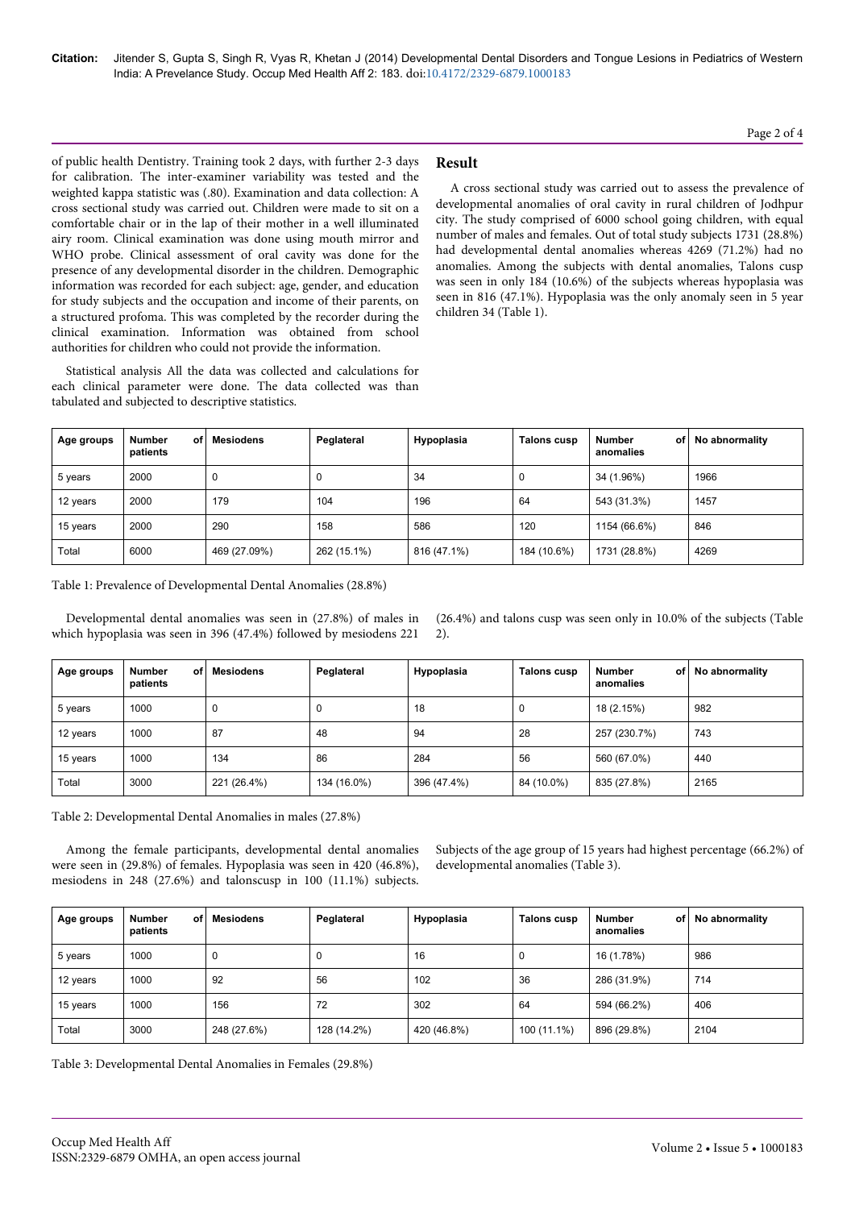of public health Dentistry. Training took 2 days, with further 2-3 days for calibration. The inter-examiner variability was tested and the weighted kappa statistic was (.80). Examination and data collection: A cross sectional study was carried out. Children were made to sit on a comfortable chair or in the lap of their mother in a well illuminated airy room. Clinical examination was done using mouth mirror and WHO probe. Clinical assessment of oral cavity was done for the presence of any developmental disorder in the children. Demographic information was recorded for each subject: age, gender, and education for study subjects and the occupation and income of their parents, on a structured profoma. This was completed by the recorder during the clinical examination. Information was obtained from school authorities for children who could not provide the information.

Statistical analysis All the data was collected and calculations for each clinical parameter were done. The data collected was than tabulated and subjected to descriptive statistics.

## Result

A cross sectional study was carried out to assess the prevalence of developmental anomalies of oral cavity in rural children of Jodhpur city. The study comprised of 6000 school going children, with equal number of males and females. Out of total study subjects 1731 (28.8%) had developmental dental anomalies whereas 4269 (71.2%) had no anomalies. Among the subjects with dental anomalies, Talons cusp was seen in only 184 (10.6%) of the subjects whereas hypoplasia was seen in 816 (47.1%). Hypoplasia was the only anomaly seen in 5 year children 34 (Table 1).

| Age groups | Number of patients | Mesiodens | Peglateral | Hypoplasia | Talons cusp | Number of anomalies | No abnormality |
|---|---|---|---|---|---|---|---|
| 5 years | 2000 | 0 | 0 | 34 | 0 | 34 (1.96%) | 1966 |
| 12 years | 2000 | 179 | 104 | 196 | 64 | 543 (31.3%) | 1457 |
| 15 years | 2000 | 290 | 158 | 586 | 120 | 1154 (66.6%) | 846 |
| Total | 6000 | 469 (27.09%) | 262 (15.1%) | 816 (47.1%) | 184 (10.6%) | 1731 (28.8%) | 4269 |

Table 1: Prevalence of Developmental Dental Anomalies (28.8%)

Developmental dental anomalies was seen in (27.8%) of males in which hypoplasia was seen in 396 (47.4%) followed by mesiodens 221 (26.4%) and talons cusp was seen only in 10.0% of the subjects (Table 2).

| Age groups | Number of patients | Mesiodens | Peglateral | Hypoplasia | Talons cusp | Number of anomalies | No abnormality |
|---|---|---|---|---|---|---|---|
| 5 years | 1000 | 0 | 0 | 18 | 0 | 18 (2.15%) | 982 |
| 12 years | 1000 | 87 | 48 | 94 | 28 | 257 (230.7%) | 743 |
| 15 years | 1000 | 134 | 86 | 284 | 56 | 560 (67.0%) | 440 |
| Total | 3000 | 221 (26.4%) | 134 (16.0%) | 396 (47.4%) | 84 (10.0%) | 835 (27.8%) | 2165 |

Table 2: Developmental Dental Anomalies in males (27.8%)

Among the female participants, developmental dental anomalies were seen in (29.8%) of females. Hypoplasia was seen in 420 (46.8%), mesiodens in 248 (27.6%) and talonscusp in 100 (11.1%) subjects. Subjects of the age group of 15 years had highest percentage (66.2%) of developmental anomalies (Table 3).

| Age groups | Number of patients | Mesiodens | Peglateral | Hypoplasia | Talons cusp | Number of anomalies | No abnormality |
|---|---|---|---|---|---|---|---|
| 5 years | 1000 | 0 | 0 | 16 | 0 | 16 (1.78%) | 986 |
| 12 years | 1000 | 92 | 56 | 102 | 36 | 286 (31.9%) | 714 |
| 15 years | 1000 | 156 | 72 | 302 | 64 | 594 (66.2%) | 406 |
| Total | 3000 | 248 (27.6%) | 128 (14.2%) | 420 (46.8%) | 100 (11.1%) | 896 (29.8%) | 2104 |

Table 3: Developmental Dental Anomalies in Females (29.8%)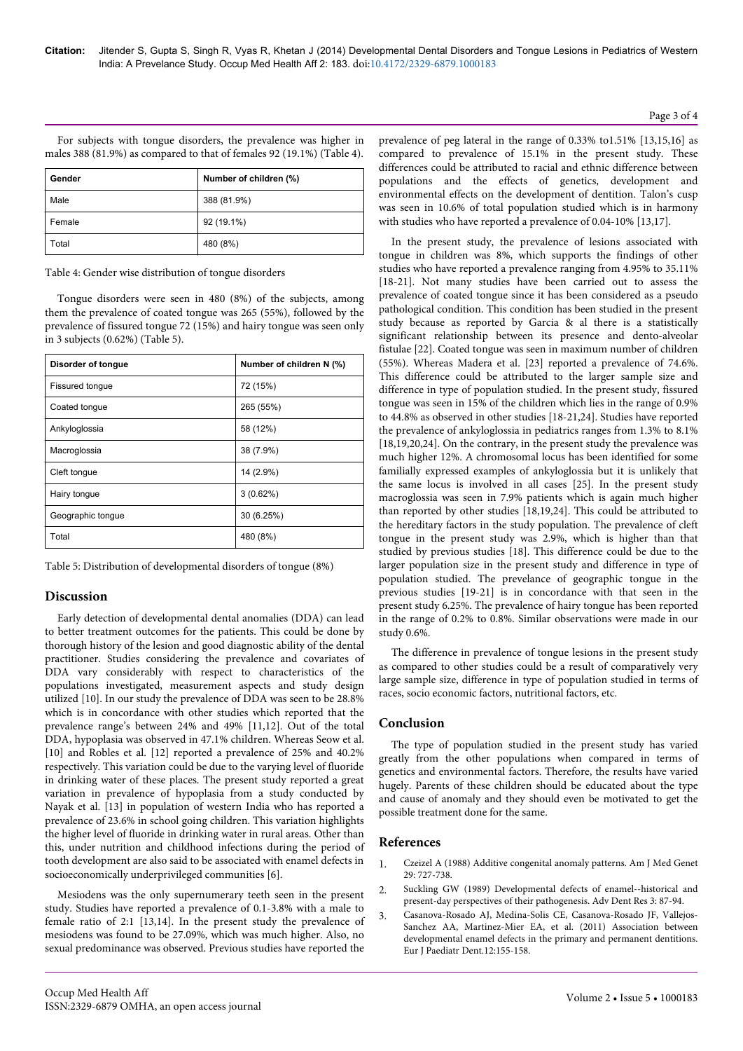For subjects with tongue disorders, the prevalence was higher in males 388 (81.9%) as compared to that of females 92 (19.1%) (Table 4).

| Gender | Number of children (%) |
|---|---|
| Male | 388 (81.9%) |
| Female | 92 (19.1%) |
| Total | 480 (8%) |

Table 4: Gender wise distribution of tongue disorders

Tongue disorders were seen in 480 (8%) of the subjects, among them the prevalence of coated tongue was 265 (55%), followed by the prevalence of fissured tongue 72 (15%) and hairy tongue was seen only in 3 subjects (0.62%) (Table 5).

| Disorder of tongue | Number of children N (%) |
|---|---|
| Fissured tongue | 72 (15%) |
| Coated tongue | 265 (55%) |
| Ankyloglossia | 58 (12%) |
| Macroglossia | 38 (7.9%) |
| Cleft tongue | 14 (2.9%) |
| Hairy tongue | 3 (0.62%) |
| Geographic tongue | 30 (6.25%) |
| Total | 480 (8%) |

Table 5: Distribution of developmental disorders of tongue (8%)

## Discussion

Early detection of developmental dental anomalies (DDA) can lead to better treatment outcomes for the patients. This could be done by thorough history of the lesion and good diagnostic ability of the dental practitioner. Studies considering the prevalence and covariates of DDA vary considerably with respect to characteristics of the populations investigated, measurement aspects and study design utilized [10]. In our study the prevalence of DDA was seen to be 28.8% which is in concordance with other studies which reported that the prevalence range's between 24% and 49% [11,12]. Out of the total DDA, hypoplasia was observed in 47.1% children. Whereas Seow et al. [10] and Robles et al. [12] reported a prevalence of 25% and 40.2% respectively. This variation could be due to the varying level of fluoride in drinking water of these places. The present study reported a great variation in prevalence of hypoplasia from a study conducted by Nayak et al. [13] in population of western India who has reported a prevalence of 23.6% in school going children. This variation highlights the higher level of fluoride in drinking water in rural areas. Other than this, under nutrition and childhood infections during the period of tooth development are also said to be associated with enamel defects in socioeconomically underprivileged communities [6].

Mesiodens was the only supernumerary teeth seen in the present study. Studies have reported a prevalence of 0.1-3.8% with a male to female ratio of 2:1 [13,14]. In the present study the prevalence of mesiodens was found to be 27.09%, which was much higher. Also, no sexual predominance was observed. Previous studies have reported the prevalence of peg lateral in the range of 0.33% to1.51% [13,15,16] as compared to prevalence of 15.1% in the present study. These differences could be attributed to racial and ethnic difference between populations and the effects of genetics, development and environmental effects on the development of dentition. Talon's cusp was seen in 10.6% of total population studied which is in harmony with studies who have reported a prevalence of 0.04-10% [13,17].

In the present study, the prevalence of lesions associated with tongue in children was 8%, which supports the findings of other studies who have reported a prevalence ranging from 4.95% to 35.11% [18-21]. Not many studies have been carried out to assess the prevalence of coated tongue since it has been considered as a pseudo pathological condition. This condition has been studied in the present study because as reported by Garcia & al there is a statistically significant relationship between its presence and dento-alveolar fistulae [22]. Coated tongue was seen in maximum number of children (55%). Whereas Madera et al. [23] reported a prevalence of 74.6%. This difference could be attributed to the larger sample size and difference in type of population studied. In the present study, fissured tongue was seen in 15% of the children which lies in the range of 0.9% to 44.8% as observed in other studies [18-21,24]. Studies have reported the prevalence of ankyloglossia in pediatrics ranges from 1.3% to 8.1% [18,19,20,24]. On the contrary, in the present study the prevalence was much higher 12%. A chromosomal locus has been identified for some familially expressed examples of ankyloglossia but it is unlikely that the same locus is involved in all cases [25]. In the present study macroglossia was seen in 7.9% patients which is again much higher than reported by other studies [18,19,24]. This could be attributed to the hereditary factors in the study population. The prevalence of cleft tongue in the present study was 2.9%, which is higher than that studied by previous studies [18]. This difference could be due to the larger population size in the present study and difference in type of population studied. The prevelance of geographic tongue in the previous studies [19-21] is in concordance with that seen in the present study 6.25%. The prevalence of hairy tongue has been reported in the range of 0.2% to 0.8%. Similar observations were made in our study 0.6%.

The difference in prevalence of tongue lesions in the present study as compared to other studies could be a result of comparatively very large sample size, difference in type of population studied in terms of races, socio economic factors, nutritional factors, etc.

## Conclusion

The type of population studied in the present study has varied greatly from the other populations when compared in terms of genetics and environmental factors. Therefore, the results have varied hugely. Parents of these children should be educated about the type and cause of anomaly and they should even be motivated to get the possible treatment done for the same.

## References

1. Czeizel A (1988) Additive congenital anomaly patterns. Am J Med Genet 29: 727-738.
2. Suckling GW (1989) Developmental defects of enamel--historical and present-day perspectives of their pathogenesis. Adv Dent Res 3: 87-94.
3. Casanova-Rosado AJ, Medina-Solis CE, Casanova-Rosado JF, Vallejos-Sanchez AA, Martinez-Mier EA, et al. (2011) Association between developmental enamel defects in the primary and permanent dentitions. Eur J Paediatr Dent.12:155-158.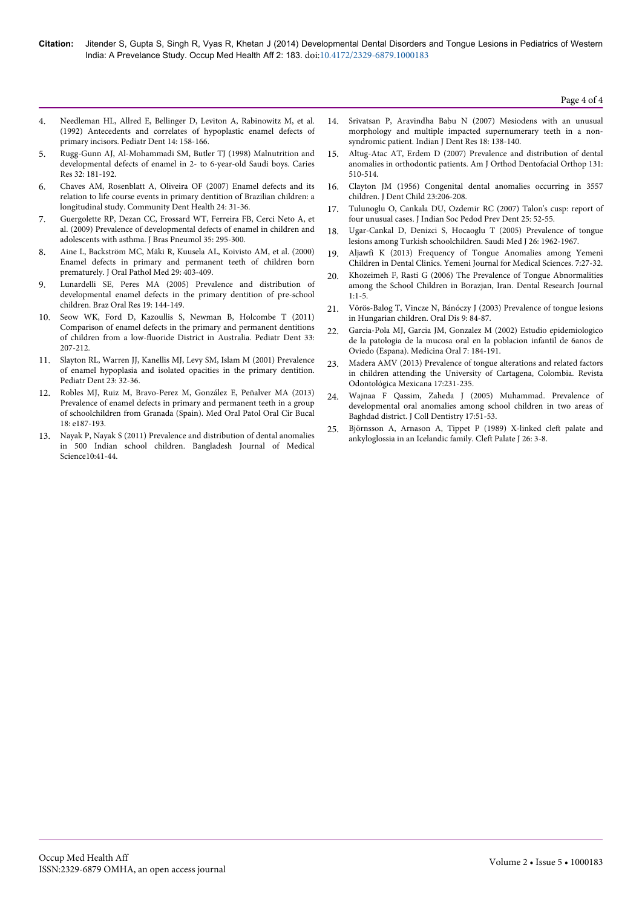4. Needleman HL, Allred E, Bellinger D, Leviton A, Rabinowitz M, et al. (1992) Antecedents and correlates of hypoplastic enamel defects of primary incisors. Pediatr Dent 14: 158-166.
5. Rugg-Gunn AJ, Al-Mohammadi SM, Butler TJ (1998) Malnutrition and developmental defects of enamel in 2- to 6-year-old Saudi boys. Caries Res 32: 181-192.
6. Chaves AM, Rosenblatt A, Oliveira OF (2007) Enamel defects and its relation to life course events in primary dentition of Brazilian children: a longitudinal study. Community Dent Health 24: 31-36.
7. Guergolette RP, Dezan CC, Frossard WT, Ferreira FB, Cerci Neto A, et al. (2009) Prevalence of developmental defects of enamel in children and adolescents with asthma. J Bras Pneumol 35: 295-300.
8. Aine L, Backström MC, Mäki R, Kuusela AL, Koivisto AM, et al. (2000) Enamel defects in primary and permanent teeth of children born prematurely. J Oral Pathol Med 29: 403-409.
9. Lunardelli SE, Peres MA (2005) Prevalence and distribution of developmental enamel defects in the primary dentition of pre-school children. Braz Oral Res 19: 144-149.
10. Seow WK, Ford D, Kazoullis S, Newman B, Holcombe T (2011) Comparison of enamel defects in the primary and permanent dentitions of children from a low-fluoride District in Australia. Pediatr Dent 33: 207-212.
11. Slayton RL, Warren JJ, Kanellis MJ, Levy SM, Islam M (2001) Prevalence of enamel hypoplasia and isolated opacities in the primary dentition. Pediatr Dent 23: 32-36.
12. Robles MJ, Ruiz M, Bravo-Perez M, González E, Peñalver MA (2013) Prevalence of enamel defects in primary and permanent teeth in a group of schoolchildren from Granada (Spain). Med Oral Patol Oral Cir Bucal 18: e187-193.
13. Nayak P, Nayak S (2011) Prevalence and distribution of dental anomalies in 500 Indian school children. Bangladesh Journal of Medical Science10:41-44.
14. Srivatsan P, Aravindha Babu N (2007) Mesiodens with an unusual morphology and multiple impacted supernumerary teeth in a non-syndromic patient. Indian J Dent Res 18: 138-140.
15. Altug-Atac AT, Erdem D (2007) Prevalence and distribution of dental anomalies in orthodontic patients. Am J Orthod Dentofacial Orthop 131: 510-514.
16. Clayton JM (1956) Congenital dental anomalies occurring in 3557 children. J Dent Child 23:206-208.
17. Tulunoglu O, Cankala DU, Ozdemir RC (2007) Talon's cusp: report of four unusual cases. J Indian Soc Pedod Prev Dent 25: 52-55.
18. Ugar-Cankal D, Denizci S, Hocaoglu T (2005) Prevalence of tongue lesions among Turkish schoolchildren. Saudi Med J 26: 1962-1967.
19. Aljawfi K (2013) Frequency of Tongue Anomalies among Yemeni Children in Dental Clinics. Yemeni Journal for Medical Sciences. 7:27-32.
20. Khozeimeh F, Rasti G (2006) The Prevalence of Tongue Abnormalities among the School Children in Borazjan, Iran. Dental Research Journal 1:1-5.
21. Vörös-Balog T, Vincze N, Bánóczy J (2003) Prevalence of tongue lesions in Hungarian children. Oral Dis 9: 84-87.
22. Garcia-Pola MJ, Garcia JM, Gonzalez M (2002) Estudio epidemiologico de la patologia de la mucosa oral en la poblacion infantil de 6anos de Oviedo (Espana). Medicina Oral 7: 184-191.
23. Madera AMV (2013) Prevalence of tongue alterations and related factors in children attending the University of Cartagena, Colombia. Revista Odontológica Mexicana 17:231-235.
24. Wajnaa F Qassim, Zaheda J (2005) Muhammad. Prevalence of developmental oral anomalies among school children in two areas of Baghdad district. J Coll Dentistry 17:51-53.
25. Björnsson A, Arnason A, Tippet P (1989) X-linked cleft palate and ankyloglossia in an Icelandic family. Cleft Palate J 26: 3-8.